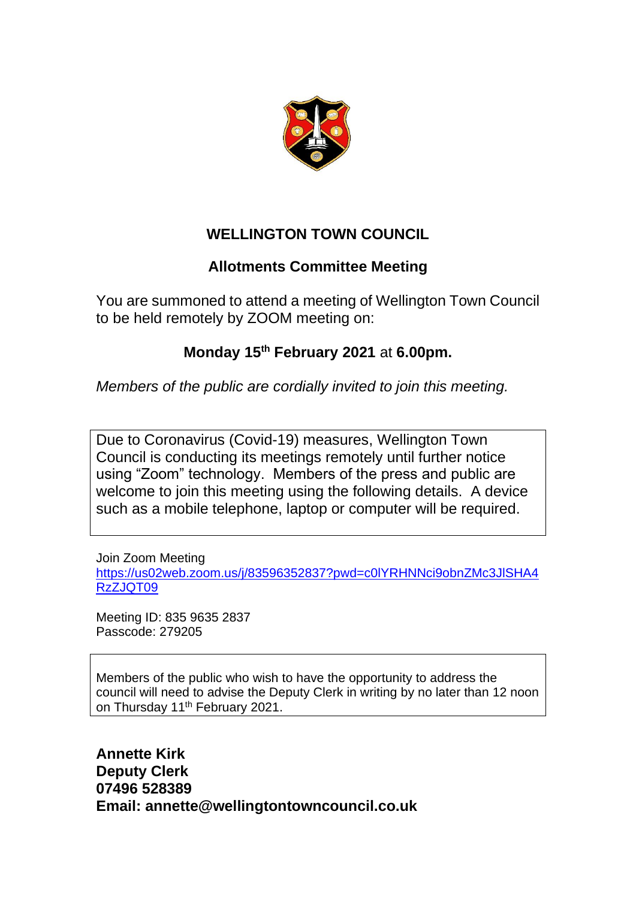# WELLINGTON TOWN COUNCIL

## Allotments Committee Meeting

You are summoned to attend a meeting of Wellington Town Council to be held remotely by ZOOM meeting on:

**Monday 15th February 2021** at **6.00pm.**

*Members of the public are cordially invited to join this meeting.*

Due to Coronavirus (Covid-19) measures, Wellington Town Council is conducting its meetings remotely until further notice using "Zoom" technology. Members of the press and public are welcome to join this meeting using the following details. A device such as a mobile telephone, laptop or computer will be required.

Join Zoom Meeting
https://us02web.zoom.us/j/83596352837?pwd=c0lYRHNNci9obnZMc3JlSHA4RzZJQT09

Meeting ID: 835 9635 2837
Passcode: 279205

Members of the public who wish to have the opportunity to address the council will need to advise the Deputy Clerk in writing by no later than 12 noon on Thursday 11th February 2021.

**Annette Kirk**
**Deputy Clerk**
**07496 528389**
**Email: annette@wellingtontowncouncil.co.uk**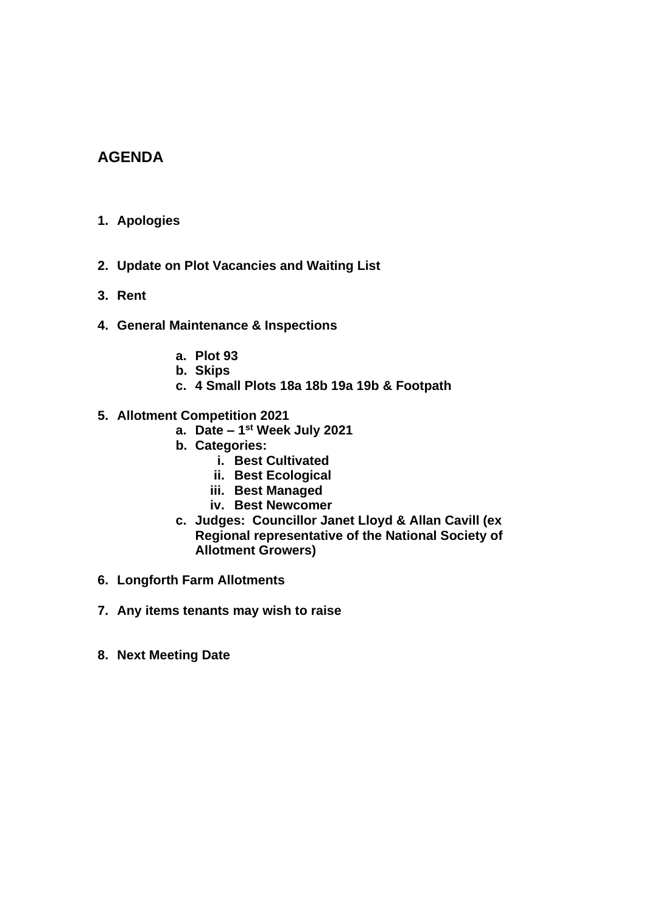## AGENDA

1. **Apologies**

2. **Update on Plot Vacancies and Waiting List**

3. **Rent**

4. **General Maintenance & Inspections**

   a. **Plot 93**
   b. **Skips**
   c. **4 Small Plots 18a 18b 19a 19b & Footpath**

5. **Allotment Competition 2021**

   a. **Date – 1st Week July 2021**
   b. **Categories:**
      i. **Best Cultivated**
      ii. **Best Ecological**
      iii. **Best Managed**
      iv. **Best Newcomer**
   c. **Judges: Councillor Janet Lloyd & Allan Cavill (ex Regional representative of the National Society of Allotment Growers)**

6. **Longforth Farm Allotments**

7. **Any items tenants may wish to raise**

8. **Next Meeting Date**